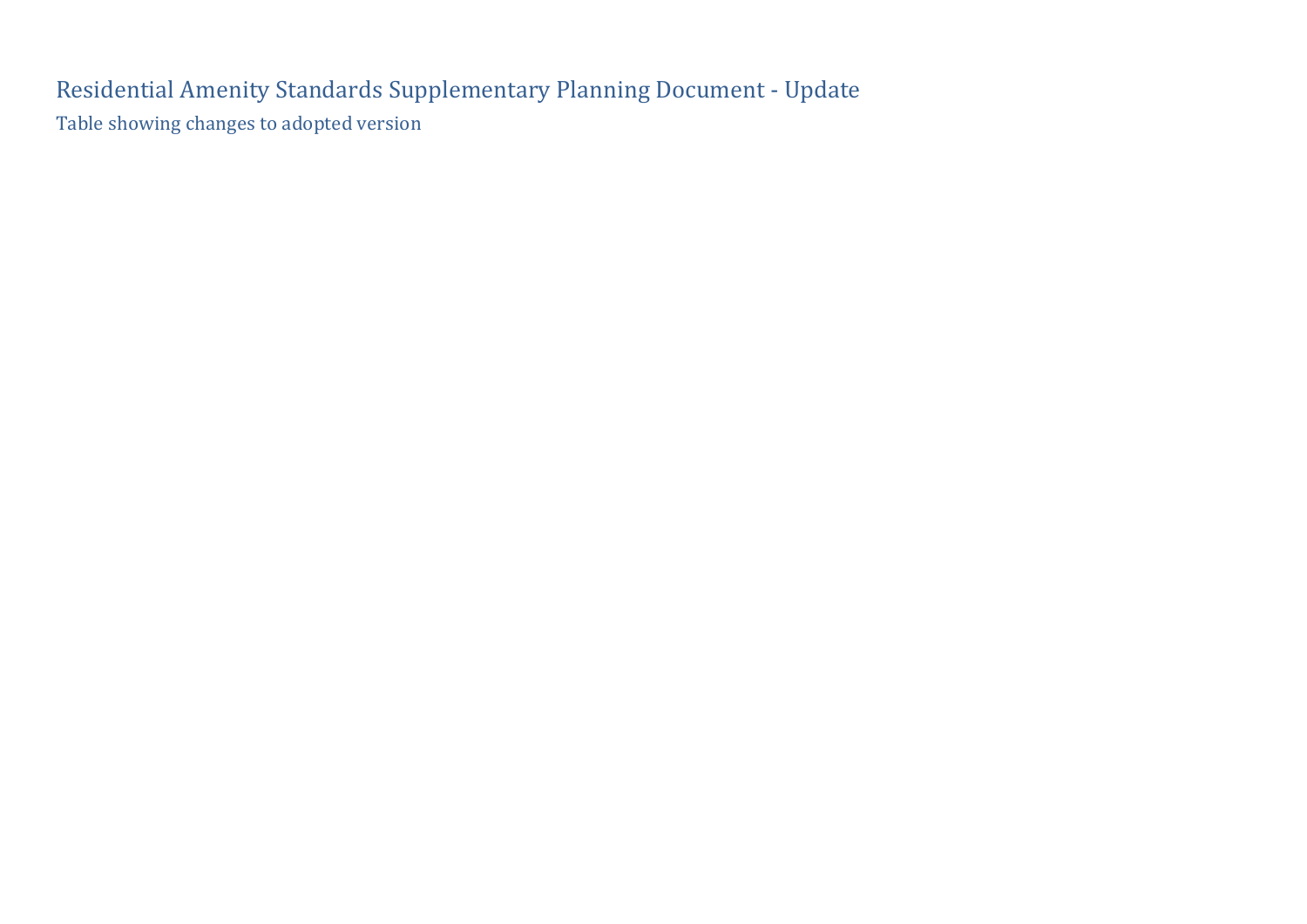# Residential Amenity Standards Supplementary Planning Document - Update

## Table showing changes to adopted version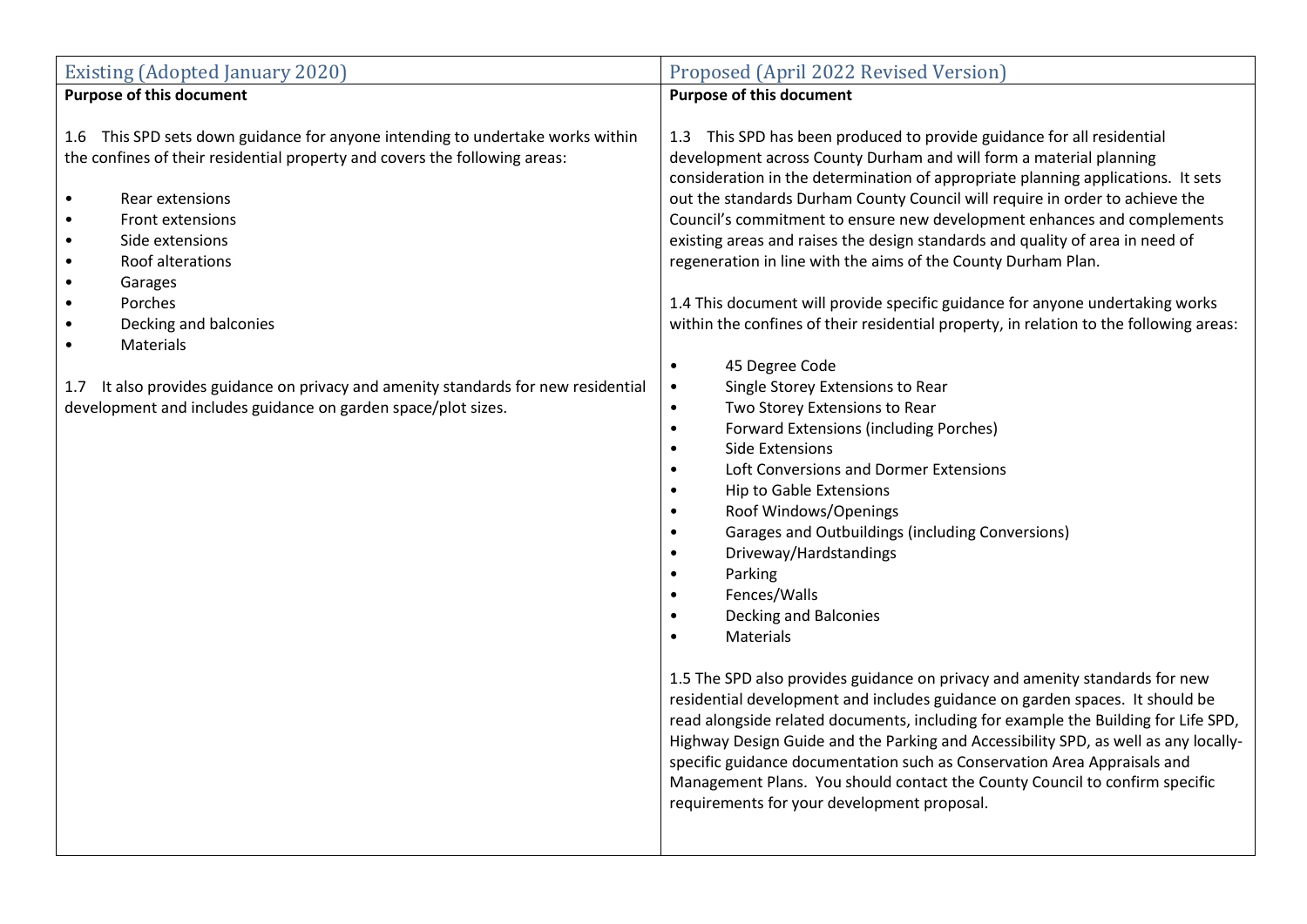| Existing (Adopted January 2020) | Proposed (April 2022 Revised Version) |
|---|---|
| **Purpose of this document**<br><br>1.6 This SPD sets down guidance for anyone intending to undertake works within the confines of their residential property and covers the following areas:<br><br>• Rear extensions<br>• Front extensions<br>• Side extensions<br>• Roof alterations<br>• Garages<br>• Porches<br>• Decking and balconies<br>• Materials<br><br>1.7 It also provides guidance on privacy and amenity standards for new residential development and includes guidance on garden space/plot sizes. | **Purpose of this document**<br><br>1.3 This SPD has been produced to provide guidance for all residential development across County Durham and will form a material planning consideration in the determination of appropriate planning applications. It sets out the standards Durham County Council will require in order to achieve the Council's commitment to ensure new development enhances and complements existing areas and raises the design standards and quality of area in need of regeneration in line with the aims of the County Durham Plan.<br><br>1.4 This document will provide specific guidance for anyone undertaking works within the confines of their residential property, in relation to the following areas:<br><br>• 45 Degree Code<br>• Single Storey Extensions to Rear<br>• Two Storey Extensions to Rear<br>• Forward Extensions (including Porches)<br>• Side Extensions<br>• Loft Conversions and Dormer Extensions<br>• Hip to Gable Extensions<br>• Roof Windows/Openings<br>• Garages and Outbuildings (including Conversions)<br>• Driveway/Hardstandings<br>• Parking<br>• Fences/Walls<br>• Decking and Balconies<br>• Materials<br><br>1.5 The SPD also provides guidance on privacy and amenity standards for new residential development and includes guidance on garden spaces. It should be read alongside related documents, including for example the Building for Life SPD, Highway Design Guide and the Parking and Accessibility SPD, as well as any locally-specific guidance documentation such as Conservation Area Appraisals and Management Plans. You should contact the County Council to confirm specific requirements for your development proposal. |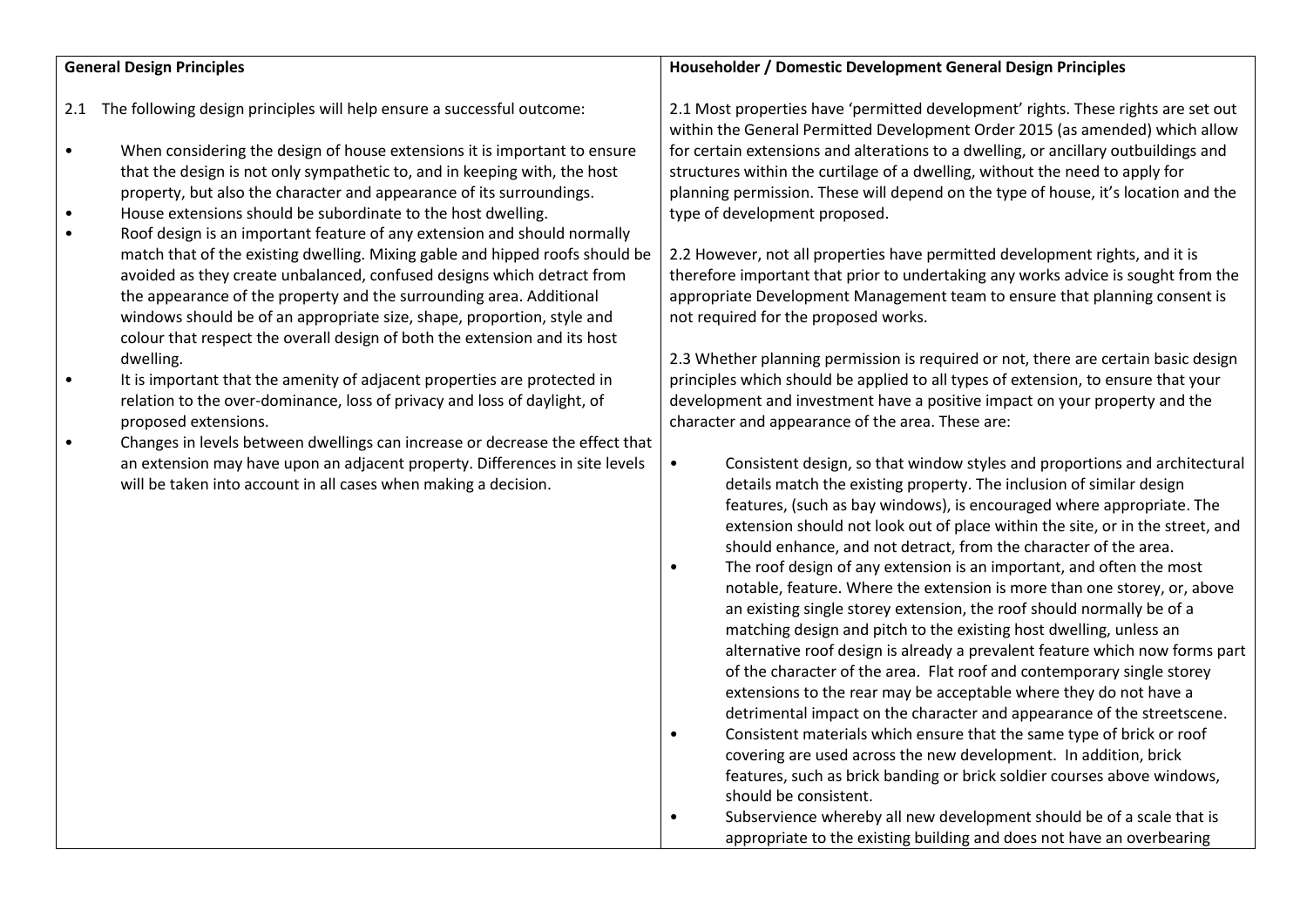| General Design Principles | Householder / Domestic Development General Design Principles |
| --- | --- |
| 2.1 The following design principles will help ensure a successful outcome:<br><br>• When considering the design of house extensions it is important to ensure that the design is not only sympathetic to, and in keeping with, the host property, but also the character and appearance of its surroundings.<br>• House extensions should be subordinate to the host dwelling.<br>• Roof design is an important feature of any extension and should normally match that of the existing dwelling. Mixing gable and hipped roofs should be avoided as they create unbalanced, confused designs which detract from the appearance of the property and the surrounding area. Additional windows should be of an appropriate size, shape, proportion, style and colour that respect the overall design of both the extension and its host dwelling.<br>• It is important that the amenity of adjacent properties are protected in relation to the over-dominance, loss of privacy and loss of daylight, of proposed extensions.<br>• Changes in levels between dwellings can increase or decrease the effect that an extension may have upon an adjacent property. Differences in site levels will be taken into account in all cases when making a decision. | 2.1 Most properties have 'permitted development' rights. These rights are set out within the General Permitted Development Order 2015 (as amended) which allow for certain extensions and alterations to a dwelling, or ancillary outbuildings and structures within the curtilage of a dwelling, without the need to apply for planning permission. These will depend on the type of house, it's location and the type of development proposed.<br><br>2.2 However, not all properties have permitted development rights, and it is therefore important that prior to undertaking any works advice is sought from the appropriate Development Management team to ensure that planning consent is not required for the proposed works.<br><br>2.3 Whether planning permission is required or not, there are certain basic design principles which should be applied to all types of extension, to ensure that your development and investment have a positive impact on your property and the character and appearance of the area. These are:<br><br>• Consistent design, so that window styles and proportions and architectural details match the existing property. The inclusion of similar design features, (such as bay windows), is encouraged where appropriate. The extension should not look out of place within the site, or in the street, and should enhance, and not detract, from the character of the area.<br>• The roof design of any extension is an important, and often the most notable, feature. Where the extension is more than one storey, or, above an existing single storey extension, the roof should normally be of a matching design and pitch to the existing host dwelling, unless an alternative roof design is already a prevalent feature which now forms part of the character of the area. Flat roof and contemporary single storey extensions to the rear may be acceptable where they do not have a detrimental impact on the character and appearance of the streetscene.<br>• Consistent materials which ensure that the same type of brick or roof covering are used across the new development. In addition, brick features, such as brick banding or brick soldier courses above windows, should be consistent.<br>• Subservience whereby all new development should be of a scale that is appropriate to the existing building and does not have an overbearing |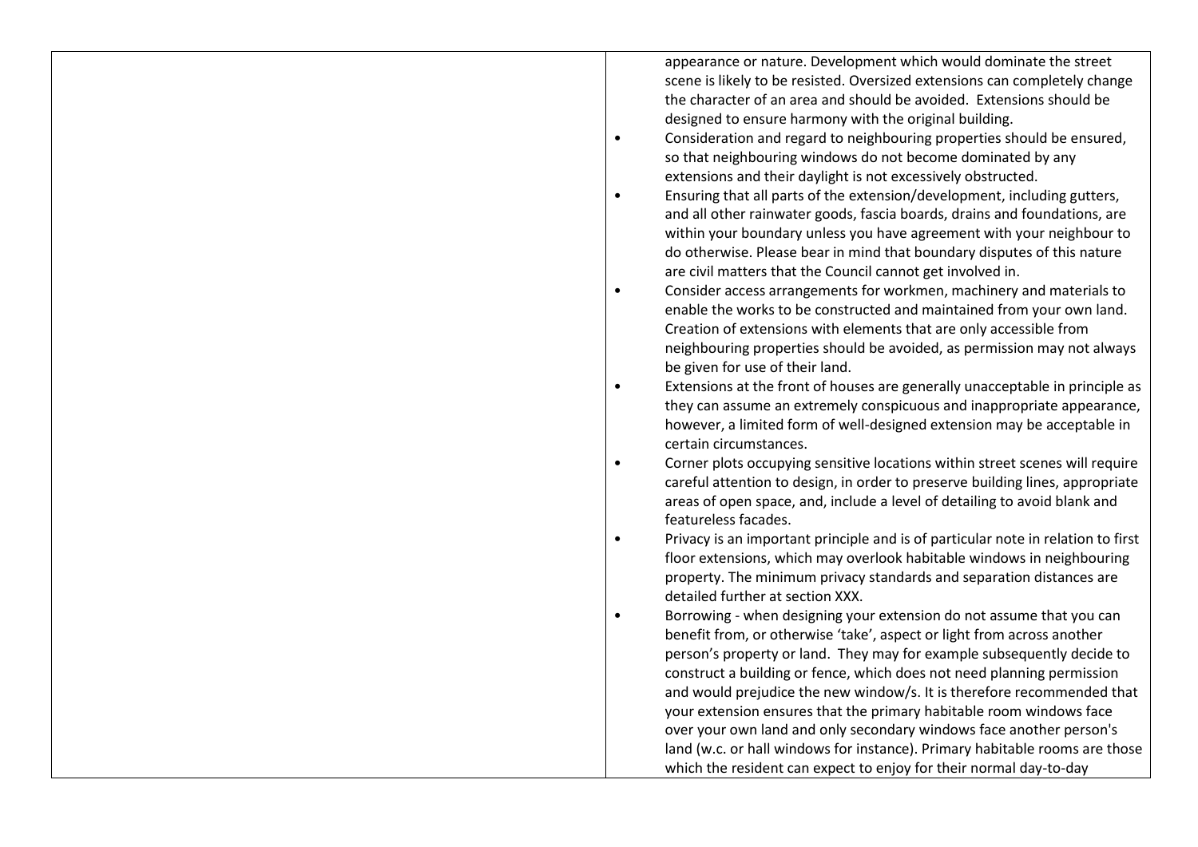| | |
|---|---|
| | appearance or nature. Development which would dominate the street scene is likely to be resisted. Oversized extensions can completely change the character of an area and should be avoided. Extensions should be designed to ensure harmony with the original building.<br>• Consideration and regard to neighbouring properties should be ensured, so that neighbouring windows do not become dominated by any extensions and their daylight is not excessively obstructed.<br>• Ensuring that all parts of the extension/development, including gutters, and all other rainwater goods, fascia boards, drains and foundations, are within your boundary unless you have agreement with your neighbour to do otherwise. Please bear in mind that boundary disputes of this nature are civil matters that the Council cannot get involved in.<br>• Consider access arrangements for workmen, machinery and materials to enable the works to be constructed and maintained from your own land. Creation of extensions with elements that are only accessible from neighbouring properties should be avoided, as permission may not always be given for use of their land.<br>• Extensions at the front of houses are generally unacceptable in principle as they can assume an extremely conspicuous and inappropriate appearance, however, a limited form of well-designed extension may be acceptable in certain circumstances.<br>• Corner plots occupying sensitive locations within street scenes will require careful attention to design, in order to preserve building lines, appropriate areas of open space, and, include a level of detailing to avoid blank and featureless facades.<br>• Privacy is an important principle and is of particular note in relation to first floor extensions, which may overlook habitable windows in neighbouring property. The minimum privacy standards and separation distances are detailed further at section XXX.<br>• Borrowing - when designing your extension do not assume that you can benefit from, or otherwise 'take', aspect or light from across another person's property or land. They may for example subsequently decide to construct a building or fence, which does not need planning permission and would prejudice the new window/s. It is therefore recommended that your extension ensures that the primary habitable room windows face over your own land and only secondary windows face another person's land (w.c. or hall windows for instance). Primary habitable rooms are those which the resident can expect to enjoy for their normal day-to-day |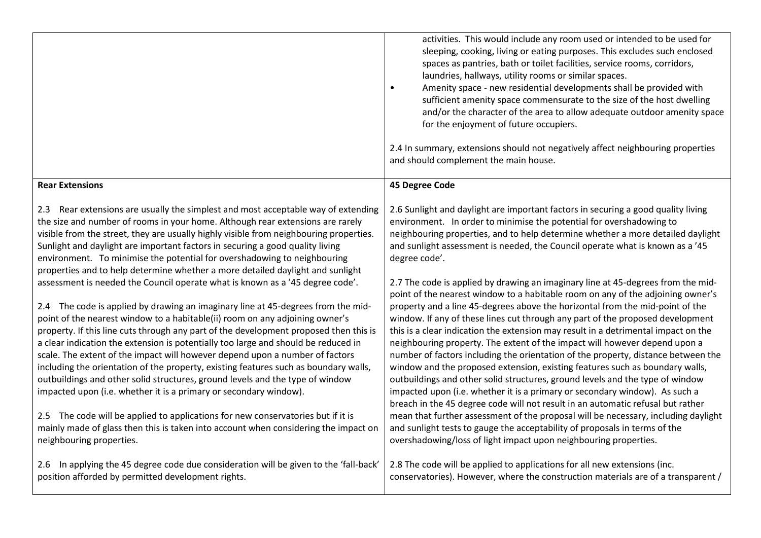| | |
|---|---|
| | activities. This would include any room used or intended to be used for sleeping, cooking, living or eating purposes. This excludes such enclosed spaces as pantries, bath or toilet facilities, service rooms, corridors, laundries, hallways, utility rooms or similar spaces.<br>• Amenity space - new residential developments shall be provided with sufficient amenity space commensurate to the size of the host dwelling and/or the character of the area to allow adequate outdoor amenity space for the enjoyment of future occupiers.<br><br>2.4 In summary, extensions should not negatively affect neighbouring properties and should complement the main house. |
| **Rear Extensions**<br><br>2.3 Rear extensions are usually the simplest and most acceptable way of extending the size and number of rooms in your home. Although rear extensions are rarely visible from the street, they are usually highly visible from neighbouring properties. Sunlight and daylight are important factors in securing a good quality living environment. To minimise the potential for overshadowing to neighbouring properties and to help determine whether a more detailed daylight and sunlight assessment is needed the Council operate what is known as a '45 degree code'.<br><br>2.4 The code is applied by drawing an imaginary line at 45-degrees from the mid-point of the nearest window to a habitable(ii) room on any adjoining owner's property. If this line cuts through any part of the development proposed then this is a clear indication the extension is potentially too large and should be reduced in scale. The extent of the impact will however depend upon a number of factors including the orientation of the property, existing features such as boundary walls, outbuildings and other solid structures, ground levels and the type of window impacted upon (i.e. whether it is a primary or secondary window).<br><br>2.5 The code will be applied to applications for new conservatories but if it is mainly made of glass then this is taken into account when considering the impact on neighbouring properties.<br><br>2.6 In applying the 45 degree code due consideration will be given to the 'fall-back' position afforded by permitted development rights. | **45 Degree Code**<br><br>2.6 Sunlight and daylight are important factors in securing a good quality living environment. In order to minimise the potential for overshadowing to neighbouring properties, and to help determine whether a more detailed daylight and sunlight assessment is needed, the Council operate what is known as a '45 degree code'.<br><br>2.7 The code is applied by drawing an imaginary line at 45-degrees from the mid-point of the nearest window to a habitable room on any of the adjoining owner's property and a line 45-degrees above the horizontal from the mid-point of the window. If any of these lines cut through any part of the proposed development this is a clear indication the extension may result in a detrimental impact on the neighbouring property. The extent of the impact will however depend upon a number of factors including the orientation of the property, distance between the window and the proposed extension, existing features such as boundary walls, outbuildings and other solid structures, ground levels and the type of window impacted upon (i.e. whether it is a primary or secondary window). As such a breach in the 45 degree code will not result in an automatic refusal but rather mean that further assessment of the proposal will be necessary, including daylight and sunlight tests to gauge the acceptability of proposals in terms of the overshadowing/loss of light impact upon neighbouring properties.<br><br>2.8 The code will be applied to applications for all new extensions (inc. conservatories). However, where the construction materials are of a transparent / |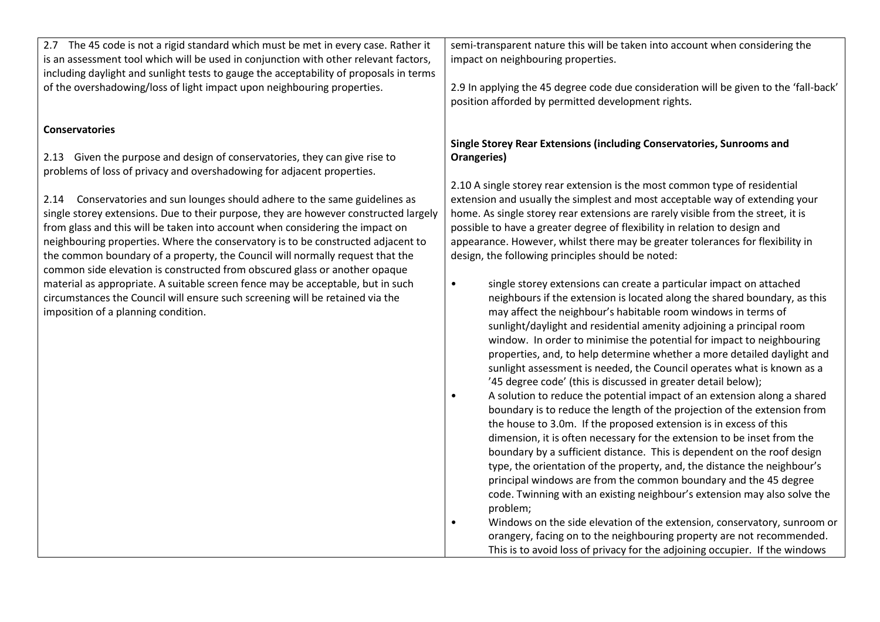2.7 The 45 code is not a rigid standard which must be met in every case. Rather it is an assessment tool which will be used in conjunction with other relevant factors, including daylight and sunlight tests to gauge the acceptability of proposals in terms of the overshadowing/loss of light impact upon neighbouring properties.

**Conservatories**

2.13 Given the purpose and design of conservatories, they can give rise to problems of loss of privacy and overshadowing for adjacent properties.

2.14 Conservatories and sun lounges should adhere to the same guidelines as single storey extensions. Due to their purpose, they are however constructed largely from glass and this will be taken into account when considering the impact on neighbouring properties. Where the conservatory is to be constructed adjacent to the common boundary of a property, the Council will normally request that the common side elevation is constructed from obscured glass or another opaque material as appropriate. A suitable screen fence may be acceptable, but in such circumstances the Council will ensure such screening will be retained via the imposition of a planning condition.

semi-transparent nature this will be taken into account when considering the impact on neighbouring properties.

2.9 In applying the 45 degree code due consideration will be given to the 'fall-back' position afforded by permitted development rights.

**Single Storey Rear Extensions (including Conservatories, Sunrooms and Orangeries)**

2.10 A single storey rear extension is the most common type of residential extension and usually the simplest and most acceptable way of extending your home. As single storey rear extensions are rarely visible from the street, it is possible to have a greater degree of flexibility in relation to design and appearance. However, whilst there may be greater tolerances for flexibility in design, the following principles should be noted:

- single storey extensions can create a particular impact on attached neighbours if the extension is located along the shared boundary, as this may affect the neighbour's habitable room windows in terms of sunlight/daylight and residential amenity adjoining a principal room window. In order to minimise the potential for impact to neighbouring properties, and, to help determine whether a more detailed daylight and sunlight assessment is needed, the Council operates what is known as a '45 degree code' (this is discussed in greater detail below);
- A solution to reduce the potential impact of an extension along a shared boundary is to reduce the length of the projection of the extension from the house to 3.0m. If the proposed extension is in excess of this dimension, it is often necessary for the extension to be inset from the boundary by a sufficient distance. This is dependent on the roof design type, the orientation of the property, and, the distance the neighbour's principal windows are from the common boundary and the 45 degree code. Twinning with an existing neighbour's extension may also solve the problem;
- Windows on the side elevation of the extension, conservatory, sunroom or orangery, facing on to the neighbouring property are not recommended. This is to avoid loss of privacy for the adjoining occupier. If the windows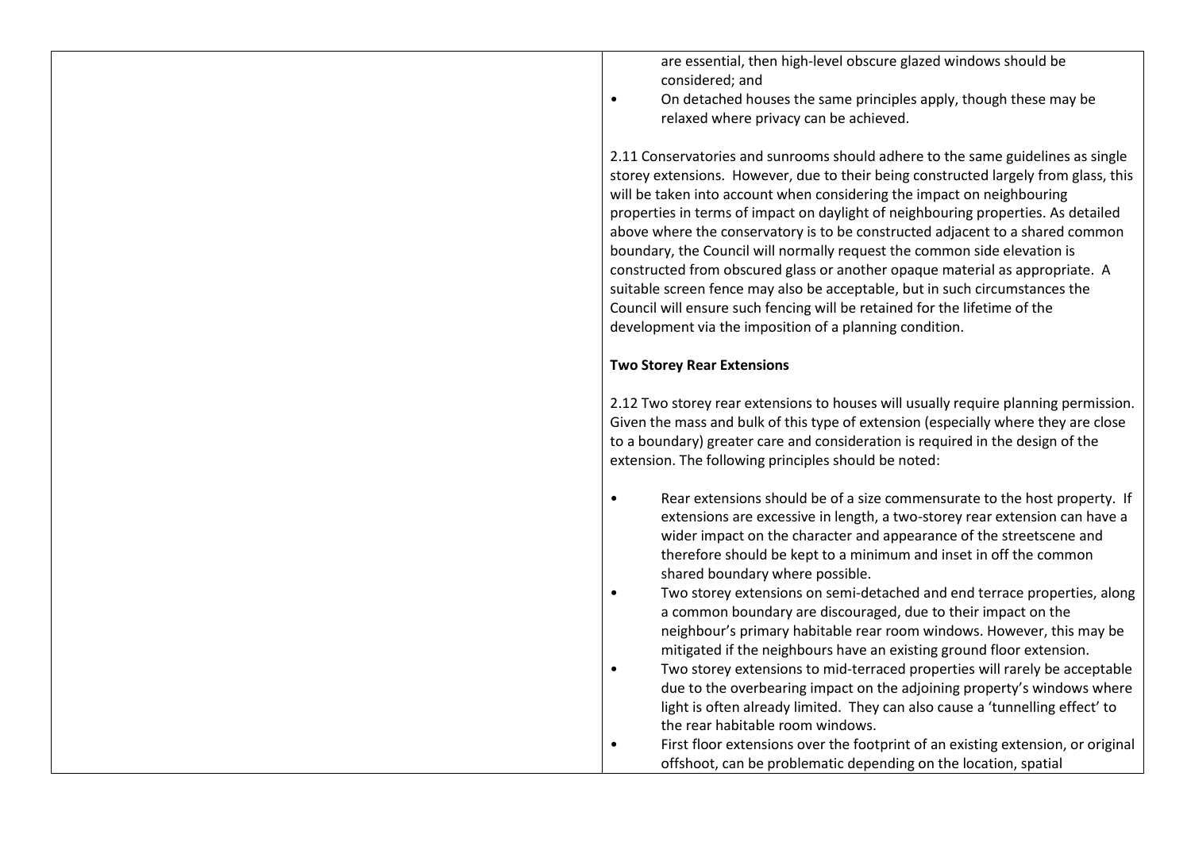are essential, then high-level obscure glazed windows should be considered; and

- On detached houses the same principles apply, though these may be relaxed where privacy can be achieved.

2.11 Conservatories and sunrooms should adhere to the same guidelines as single storey extensions. However, due to their being constructed largely from glass, this will be taken into account when considering the impact on neighbouring properties in terms of impact on daylight of neighbouring properties. As detailed above where the conservatory is to be constructed adjacent to a shared common boundary, the Council will normally request the common side elevation is constructed from obscured glass or another opaque material as appropriate. A suitable screen fence may also be acceptable, but in such circumstances the Council will ensure such fencing will be retained for the lifetime of the development via the imposition of a planning condition.

**Two Storey Rear Extensions**

2.12 Two storey rear extensions to houses will usually require planning permission. Given the mass and bulk of this type of extension (especially where they are close to a boundary) greater care and consideration is required in the design of the extension. The following principles should be noted:

- Rear extensions should be of a size commensurate to the host property. If extensions are excessive in length, a two-storey rear extension can have a wider impact on the character and appearance of the streetscene and therefore should be kept to a minimum and inset in off the common shared boundary where possible.
- Two storey extensions on semi-detached and end terrace properties, along a common boundary are discouraged, due to their impact on the neighbour's primary habitable rear room windows. However, this may be mitigated if the neighbours have an existing ground floor extension.
- Two storey extensions to mid-terraced properties will rarely be acceptable due to the overbearing impact on the adjoining property's windows where light is often already limited. They can also cause a 'tunnelling effect' to the rear habitable room windows.
- First floor extensions over the footprint of an existing extension, or original offshoot, can be problematic depending on the location, spatial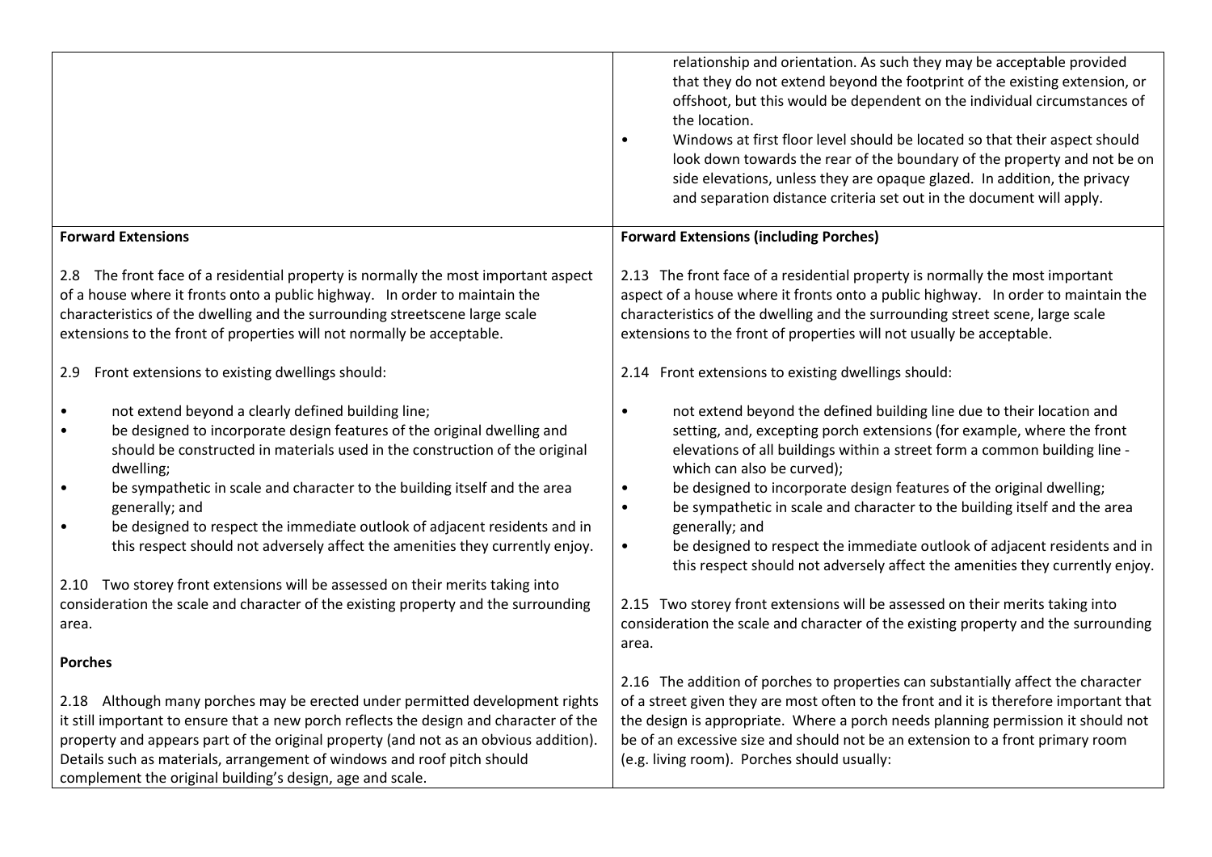| | |
|---|---|
| | relationship and orientation. As such they may be acceptable provided that they do not extend beyond the footprint of the existing extension, or offshoot, but this would be dependent on the individual circumstances of the location.<br>• Windows at first floor level should be located so that their aspect should look down towards the rear of the boundary of the property and not be on side elevations, unless they are opaque glazed. In addition, the privacy and separation distance criteria set out in the document will apply. |
| **Forward Extensions**<br><br>2.8 The front face of a residential property is normally the most important aspect of a house where it fronts onto a public highway. In order to maintain the characteristics of the dwelling and the surrounding streetscene large scale extensions to the front of properties will not normally be acceptable.<br><br>2.9 Front extensions to existing dwellings should:<br><br>• not extend beyond a clearly defined building line;<br>• be designed to incorporate design features of the original dwelling and should be constructed in materials used in the construction of the original dwelling;<br>• be sympathetic in scale and character to the building itself and the area generally; and<br>• be designed to respect the immediate outlook of adjacent residents and in this respect should not adversely affect the amenities they currently enjoy.<br><br>2.10 Two storey front extensions will be assessed on their merits taking into consideration the scale and character of the existing property and the surrounding area.<br><br>**Porches**<br><br>2.18 Although many porches may be erected under permitted development rights it still important to ensure that a new porch reflects the design and character of the property and appears part of the original property (and not as an obvious addition). Details such as materials, arrangement of windows and roof pitch should complement the original building's design, age and scale. | **Forward Extensions (including Porches)**<br><br>2.13 The front face of a residential property is normally the most important aspect of a house where it fronts onto a public highway. In order to maintain the characteristics of the dwelling and the surrounding street scene, large scale extensions to the front of properties will not usually be acceptable.<br><br>2.14 Front extensions to existing dwellings should:<br><br>• not extend beyond the defined building line due to their location and setting, and, excepting porch extensions (for example, where the front elevations of all buildings within a street form a common building line - which can also be curved);<br>• be designed to incorporate design features of the original dwelling;<br>• be sympathetic in scale and character to the building itself and the area generally; and<br>• be designed to respect the immediate outlook of adjacent residents and in this respect should not adversely affect the amenities they currently enjoy.<br><br>2.15 Two storey front extensions will be assessed on their merits taking into consideration the scale and character of the existing property and the surrounding area.<br><br>2.16 The addition of porches to properties can substantially affect the character of a street given they are most often to the front and it is therefore important that the design is appropriate. Where a porch needs planning permission it should not be of an excessive size and should not be an extension to a front primary room (e.g. living room). Porches should usually: |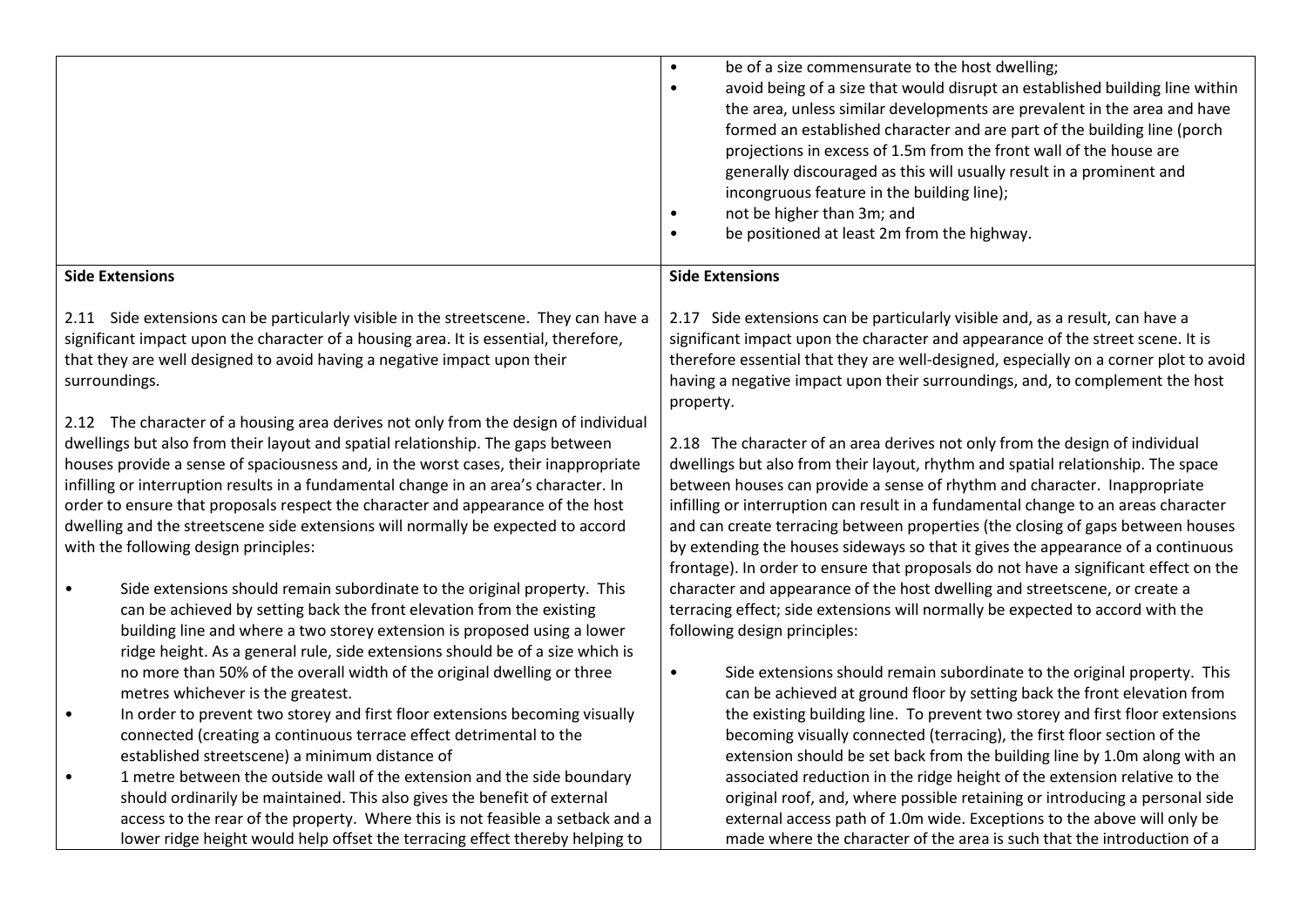| | |
|---|---|
| | • be of a size commensurate to the host dwelling;<br>• avoid being of a size that would disrupt an established building line within the area, unless similar developments are prevalent in the area and have formed an established character and are part of the building line (porch projections in excess of 1.5m from the front wall of the house are generally discouraged as this will usually result in a prominent and incongruous feature in the building line);<br>• not be higher than 3m; and<br>• be positioned at least 2m from the highway. |
| **Side Extensions**<br><br>2.11 Side extensions can be particularly visible in the streetscene. They can have a significant impact upon the character of a housing area. It is essential, therefore, that they are well designed to avoid having a negative impact upon their surroundings.<br><br>2.12 The character of a housing area derives not only from the design of individual dwellings but also from their layout and spatial relationship. The gaps between houses provide a sense of spaciousness and, in the worst cases, their inappropriate infilling or interruption results in a fundamental change in an area's character. In order to ensure that proposals respect the character and appearance of the host dwelling and the streetscene side extensions will normally be expected to accord with the following design principles:<br><br>• Side extensions should remain subordinate to the original property. This can be achieved by setting back the front elevation from the existing building line and where a two storey extension is proposed using a lower ridge height. As a general rule, side extensions should be of a size which is no more than 50% of the overall width of the original dwelling or three metres whichever is the greatest.<br>• In order to prevent two storey and first floor extensions becoming visually connected (creating a continuous terrace effect detrimental to the established streetscene) a minimum distance of<br>• 1 metre between the outside wall of the extension and the side boundary should ordinarily be maintained. This also gives the benefit of external access to the rear of the property. Where this is not feasible a setback and a lower ridge height would help offset the terracing effect thereby helping to | **Side Extensions**<br><br>2.17 Side extensions can be particularly visible and, as a result, can have a significant impact upon the character and appearance of the street scene. It is therefore essential that they are well-designed, especially on a corner plot to avoid having a negative impact upon their surroundings, and, to complement the host property.<br><br>2.18 The character of an area derives not only from the design of individual dwellings but also from their layout, rhythm and spatial relationship. The space between houses can provide a sense of rhythm and character. Inappropriate infilling or interruption can result in a fundamental change to an areas character and can create terracing between properties (the closing of gaps between houses by extending the houses sideways so that it gives the appearance of a continuous frontage). In order to ensure that proposals do not have a significant effect on the character and appearance of the host dwelling and streetscene, or create a terracing effect; side extensions will normally be expected to accord with the following design principles:<br><br>• Side extensions should remain subordinate to the original property. This can be achieved at ground floor by setting back the front elevation from the existing building line. To prevent two storey and first floor extensions becoming visually connected (terracing), the first floor section of the extension should be set back from the building line by 1.0m along with an associated reduction in the ridge height of the extension relative to the original roof, and, where possible retaining or introducing a personal side external access path of 1.0m wide. Exceptions to the above will only be made where the character of the area is such that the introduction of a |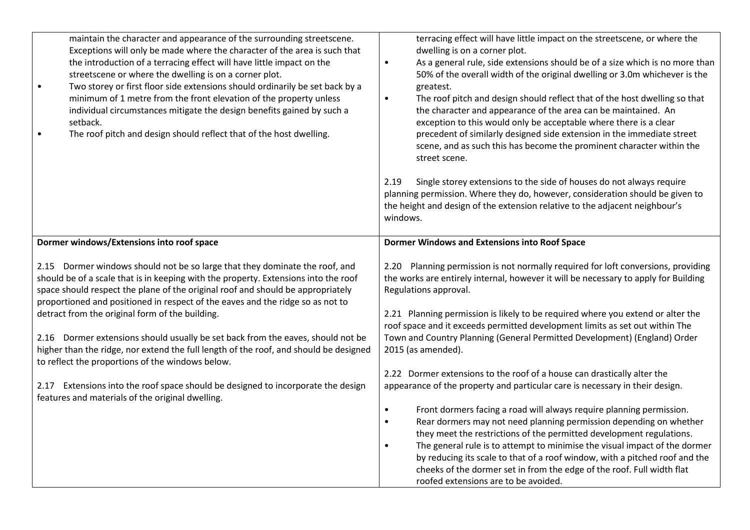| | |
|---|---|
| maintain the character and appearance of the surrounding streetscene. Exceptions will only be made where the character of the area is such that the introduction of a terracing effect will have little impact on the streetscene or where the dwelling is on a corner plot.<br>• Two storey or first floor side extensions should ordinarily be set back by a minimum of 1 metre from the front elevation of the property unless individual circumstances mitigate the design benefits gained by such a setback.<br>• The roof pitch and design should reflect that of the host dwelling. | terracing effect will have little impact on the streetscene, or where the dwelling is on a corner plot.<br>• As a general rule, side extensions should be of a size which is no more than 50% of the overall width of the original dwelling or 3.0m whichever is the greatest.<br>• The roof pitch and design should reflect that of the host dwelling so that the character and appearance of the area can be maintained. An exception to this would only be acceptable where there is a clear precedent of similarly designed side extension in the immediate street scene, and as such this has become the prominent character within the street scene.<br><br>2.19 Single storey extensions to the side of houses do not always require planning permission. Where they do, however, consideration should be given to the height and design of the extension relative to the adjacent neighbour's windows. |
| **Dormer windows/Extensions into roof space**<br><br>2.15 Dormer windows should not be so large that they dominate the roof, and should be of a scale that is in keeping with the property. Extensions into the roof space should respect the plane of the original roof and should be appropriately proportioned and positioned in respect of the eaves and the ridge so as not to detract from the original form of the building.<br><br>2.16 Dormer extensions should usually be set back from the eaves, should not be higher than the ridge, nor extend the full length of the roof, and should be designed to reflect the proportions of the windows below.<br><br>2.17 Extensions into the roof space should be designed to incorporate the design features and materials of the original dwelling. | **Dormer Windows and Extensions into Roof Space**<br><br>2.20 Planning permission is not normally required for loft conversions, providing the works are entirely internal, however it will be necessary to apply for Building Regulations approval.<br><br>2.21 Planning permission is likely to be required where you extend or alter the roof space and it exceeds permitted development limits as set out within The Town and Country Planning (General Permitted Development) (England) Order 2015 (as amended).<br><br>2.22 Dormer extensions to the roof of a house can drastically alter the appearance of the property and particular care is necessary in their design.<br><br>• Front dormers facing a road will always require planning permission.<br>• Rear dormers may not need planning permission depending on whether they meet the restrictions of the permitted development regulations.<br>• The general rule is to attempt to minimise the visual impact of the dormer by reducing its scale to that of a roof window, with a pitched roof and the cheeks of the dormer set in from the edge of the roof. Full width flat roofed extensions are to be avoided. |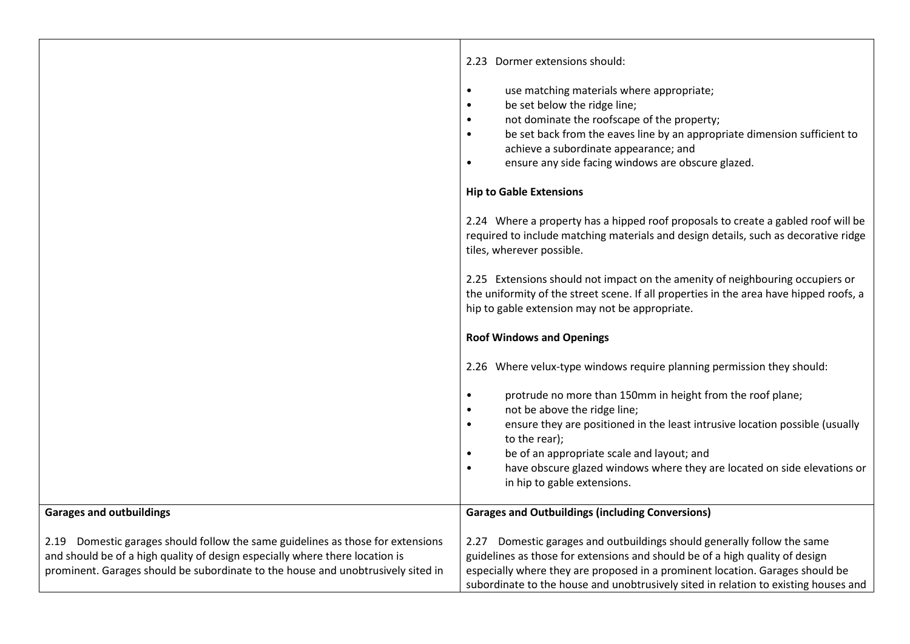| | |
|---|---|
| | 2.23 Dormer extensions should:<br><br>• use matching materials where appropriate;<br>• be set below the ridge line;<br>• not dominate the roofscape of the property;<br>• be set back from the eaves line by an appropriate dimension sufficient to achieve a subordinate appearance; and<br>• ensure any side facing windows are obscure glazed.<br><br>**Hip to Gable Extensions**<br><br>2.24 Where a property has a hipped roof proposals to create a gabled roof will be required to include matching materials and design details, such as decorative ridge tiles, wherever possible.<br><br>2.25 Extensions should not impact on the amenity of neighbouring occupiers or the uniformity of the street scene. If all properties in the area have hipped roofs, a hip to gable extension may not be appropriate.<br><br>**Roof Windows and Openings**<br><br>2.26 Where velux-type windows require planning permission they should:<br><br>• protrude no more than 150mm in height from the roof plane;<br>• not be above the ridge line;<br>• ensure they are positioned in the least intrusive location possible (usually to the rear);<br>• be of an appropriate scale and layout; and<br>• have obscure glazed windows where they are located on side elevations or in hip to gable extensions. |
| **Garages and outbuildings**<br><br>2.19 Domestic garages should follow the same guidelines as those for extensions and should be of a high quality of design especially where there location is prominent. Garages should be subordinate to the house and unobtrusively sited in | **Garages and Outbuildings (including Conversions)**<br><br>2.27 Domestic garages and outbuildings should generally follow the same guidelines as those for extensions and should be of a high quality of design especially where they are proposed in a prominent location. Garages should be subordinate to the house and unobtrusively sited in relation to existing houses and |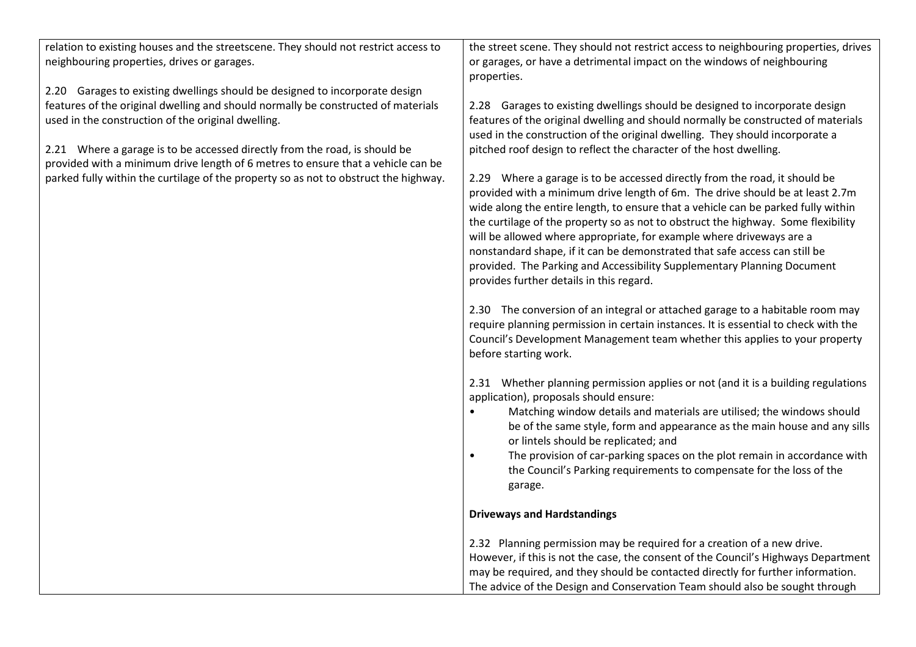| | |
|---|---|
| relation to existing houses and the streetscene. They should not restrict access to neighbouring properties, drives or garages.<br><br>2.20 Garages to existing dwellings should be designed to incorporate design features of the original dwelling and should normally be constructed of materials used in the construction of the original dwelling.<br><br>2.21 Where a garage is to be accessed directly from the road, is should be provided with a minimum drive length of 6 metres to ensure that a vehicle can be parked fully within the curtilage of the property so as not to obstruct the highway. | the street scene. They should not restrict access to neighbouring properties, drives or garages, or have a detrimental impact on the windows of neighbouring properties.<br><br>2.28 Garages to existing dwellings should be designed to incorporate design features of the original dwelling and should normally be constructed of materials used in the construction of the original dwelling. They should incorporate a pitched roof design to reflect the character of the host dwelling.<br><br>2.29 Where a garage is to be accessed directly from the road, it should be provided with a minimum drive length of 6m. The drive should be at least 2.7m wide along the entire length, to ensure that a vehicle can be parked fully within the curtilage of the property so as not to obstruct the highway. Some flexibility will be allowed where appropriate, for example where driveways are a nonstandard shape, if it can be demonstrated that safe access can still be provided. The Parking and Accessibility Supplementary Planning Document provides further details in this regard.<br><br>2.30 The conversion of an integral or attached garage to a habitable room may require planning permission in certain instances. It is essential to check with the Council's Development Management team whether this applies to your property before starting work.<br><br>2.31 Whether planning permission applies or not (and it is a building regulations application), proposals should ensure:<br>• Matching window details and materials are utilised; the windows should be of the same style, form and appearance as the main house and any sills or lintels should be replicated; and<br>• The provision of car-parking spaces on the plot remain in accordance with the Council's Parking requirements to compensate for the loss of the garage.<br><br>**Driveways and Hardstandings**<br><br>2.32 Planning permission may be required for a creation of a new drive. However, if this is not the case, the consent of the Council's Highways Department may be required, and they should be contacted directly for further information. The advice of the Design and Conservation Team should also be sought through |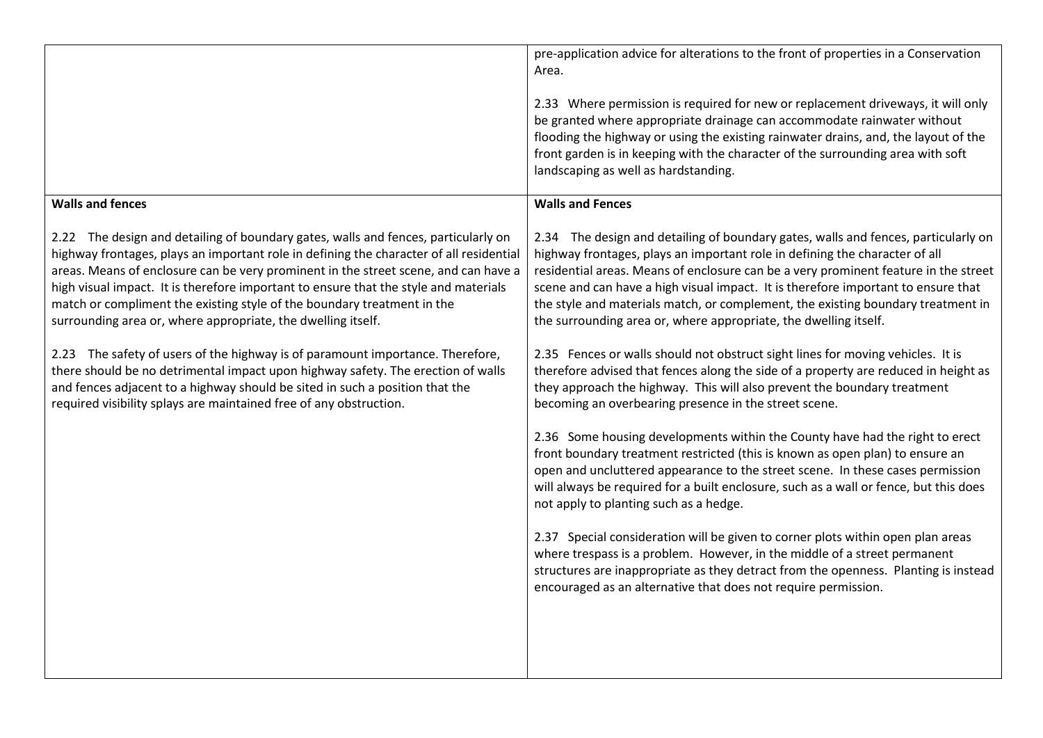| | |
|---|---|
| | pre-application advice for alterations to the front of properties in a Conservation Area.<br><br>2.33 Where permission is required for new or replacement driveways, it will only be granted where appropriate drainage can accommodate rainwater without flooding the highway or using the existing rainwater drains, and, the layout of the front garden is in keeping with the character of the surrounding area with soft landscaping as well as hardstanding. |
| **Walls and fences**<br><br>2.22 The design and detailing of boundary gates, walls and fences, particularly on highway frontages, plays an important role in defining the character of all residential areas. Means of enclosure can be very prominent in the street scene, and can have a high visual impact. It is therefore important to ensure that the style and materials match or compliment the existing style of the boundary treatment in the surrounding area or, where appropriate, the dwelling itself.<br><br>2.23 The safety of users of the highway is of paramount importance. Therefore, there should be no detrimental impact upon highway safety. The erection of walls and fences adjacent to a highway should be sited in such a position that the required visibility splays are maintained free of any obstruction. | **Walls and Fences**<br><br>2.34 The design and detailing of boundary gates, walls and fences, particularly on highway frontages, plays an important role in defining the character of all residential areas. Means of enclosure can be a very prominent feature in the street scene and can have a high visual impact. It is therefore important to ensure that the style and materials match, or complement, the existing boundary treatment in the surrounding area or, where appropriate, the dwelling itself.<br><br>2.35 Fences or walls should not obstruct sight lines for moving vehicles. It is therefore advised that fences along the side of a property are reduced in height as they approach the highway. This will also prevent the boundary treatment becoming an overbearing presence in the street scene.<br><br>2.36 Some housing developments within the County have had the right to erect front boundary treatment restricted (this is known as open plan) to ensure an open and uncluttered appearance to the street scene. In these cases permission will always be required for a built enclosure, such as a wall or fence, but this does not apply to planting such as a hedge.<br><br>2.37 Special consideration will be given to corner plots within open plan areas where trespass is a problem. However, in the middle of a street permanent structures are inappropriate as they detract from the openness. Planting is instead encouraged as an alternative that does not require permission. |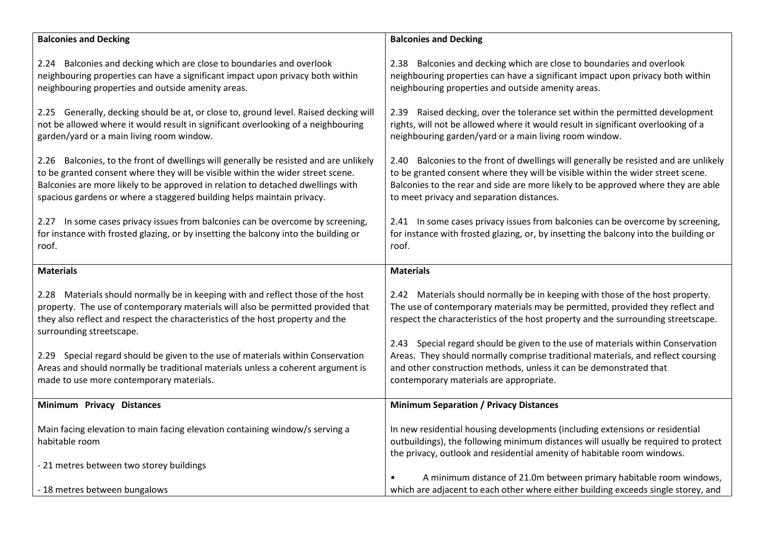| Balconies and Decking | Balconies and Decking |
| --- | --- |
| 2.24 Balconies and decking which are close to boundaries and overlook neighbouring properties can have a significant impact upon privacy both within neighbouring properties and outside amenity areas.<br><br>2.25 Generally, decking should be at, or close to, ground level. Raised decking will not be allowed where it would result in significant overlooking of a neighbouring garden/yard or a main living room window.<br><br>2.26 Balconies, to the front of dwellings will generally be resisted and are unlikely to be granted consent where they will be visible within the wider street scene. Balconies are more likely to be approved in relation to detached dwellings with spacious gardens or where a staggered building helps maintain privacy.<br><br>2.27 In some cases privacy issues from balconies can be overcome by screening, for instance with frosted glazing, or by insetting the balcony into the building or roof. | 2.38 Balconies and decking which are close to boundaries and overlook neighbouring properties can have a significant impact upon privacy both within neighbouring properties and outside amenity areas.<br><br>2.39 Raised decking, over the tolerance set within the permitted development rights, will not be allowed where it would result in significant overlooking of a neighbouring garden/yard or a main living room window.<br><br>2.40 Balconies to the front of dwellings will generally be resisted and are unlikely to be granted consent where they will be visible within the wider street scene. Balconies to the rear and side are more likely to be approved where they are able to meet privacy and separation distances.<br><br>2.41 In some cases privacy issues from balconies can be overcome by screening, for instance with frosted glazing, or, by insetting the balcony into the building or roof. |
| **Materials** | **Materials** |
| 2.28 Materials should normally be in keeping with and reflect those of the host property. The use of contemporary materials will also be permitted provided that they also reflect and respect the characteristics of the host property and the surrounding streetscape.<br><br>2.29 Special regard should be given to the use of materials within Conservation Areas and should normally be traditional materials unless a coherent argument is made to use more contemporary materials. | 2.42 Materials should normally be in keeping with those of the host property. The use of contemporary materials may be permitted, provided they reflect and respect the characteristics of the host property and the surrounding streetscape.<br><br>2.43 Special regard should be given to the use of materials within Conservation Areas. They should normally comprise traditional materials, and reflect coursing and other construction methods, unless it can be demonstrated that contemporary materials are appropriate. |
| **Minimum Privacy Distances** | **Minimum Separation / Privacy Distances** |
| Main facing elevation to main facing elevation containing window/s serving a habitable room<br><br>- 21 metres between two storey buildings<br><br>- 18 metres between bungalows | In new residential housing developments (including extensions or residential outbuildings), the following minimum distances will usually be required to protect the privacy, outlook and residential amenity of habitable room windows.<br><br>• A minimum distance of 21.0m between primary habitable room windows, which are adjacent to each other where either building exceeds single storey, and |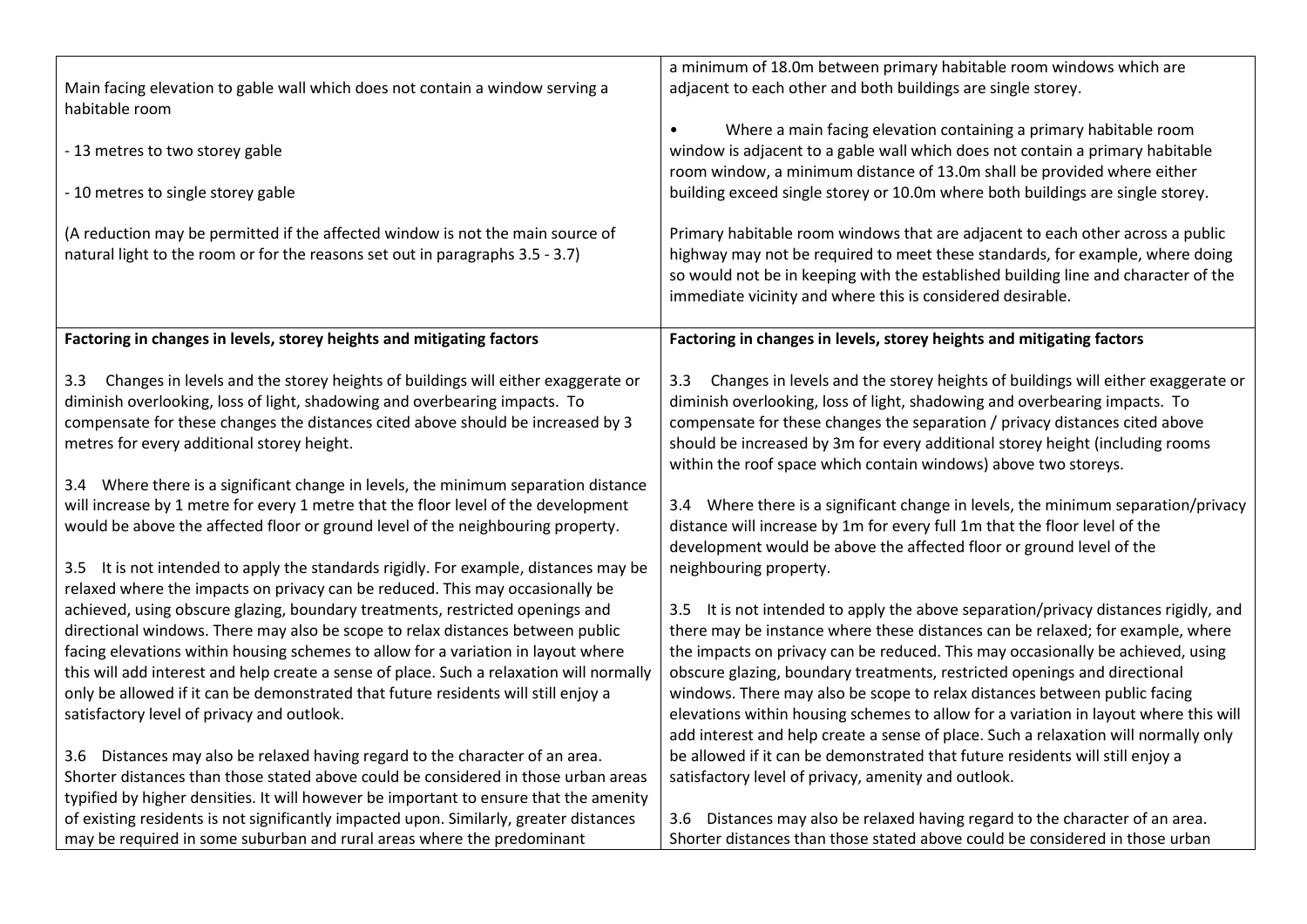| | |
|---|---|
| Main facing elevation to gable wall which does not contain a window serving a habitable room<br><br>- 13 metres to two storey gable<br><br>- 10 metres to single storey gable<br><br>(A reduction may be permitted if the affected window is not the main source of natural light to the room or for the reasons set out in paragraphs 3.5 - 3.7) | a minimum of 18.0m between primary habitable room windows which are adjacent to each other and both buildings are single storey.<br><br>• Where a main facing elevation containing a primary habitable room window is adjacent to a gable wall which does not contain a primary habitable room window, a minimum distance of 13.0m shall be provided where either building exceed single storey or 10.0m where both buildings are single storey.<br><br>Primary habitable room windows that are adjacent to each other across a public highway may not be required to meet these standards, for example, where doing so would not be in keeping with the established building line and character of the immediate vicinity and where this is considered desirable. |
| **Factoring in changes in levels, storey heights and mitigating factors**<br><br>3.3 Changes in levels and the storey heights of buildings will either exaggerate or diminish overlooking, loss of light, shadowing and overbearing impacts. To compensate for these changes the distances cited above should be increased by 3 metres for every additional storey height.<br><br>3.4 Where there is a significant change in levels, the minimum separation distance will increase by 1 metre for every 1 metre that the floor level of the development would be above the affected floor or ground level of the neighbouring property.<br><br>3.5 It is not intended to apply the standards rigidly. For example, distances may be relaxed where the impacts on privacy can be reduced. This may occasionally be achieved, using obscure glazing, boundary treatments, restricted openings and directional windows. There may also be scope to relax distances between public facing elevations within housing schemes to allow for a variation in layout where this will add interest and help create a sense of place. Such a relaxation will normally only be allowed if it can be demonstrated that future residents will still enjoy a satisfactory level of privacy and outlook.<br><br>3.6 Distances may also be relaxed having regard to the character of an area. Shorter distances than those stated above could be considered in those urban areas typified by higher densities. It will however be important to ensure that the amenity of existing residents is not significantly impacted upon. Similarly, greater distances may be required in some suburban and rural areas where the predominant | **Factoring in changes in levels, storey heights and mitigating factors**<br><br>3.3 Changes in levels and the storey heights of buildings will either exaggerate or diminish overlooking, loss of light, shadowing and overbearing impacts. To compensate for these changes the separation / privacy distances cited above should be increased by 3m for every additional storey height (including rooms within the roof space which contain windows) above two storeys.<br><br>3.4 Where there is a significant change in levels, the minimum separation/privacy distance will increase by 1m for every full 1m that the floor level of the development would be above the affected floor or ground level of the neighbouring property.<br><br>3.5 It is not intended to apply the above separation/privacy distances rigidly, and there may be instance where these distances can be relaxed; for example, where the impacts on privacy can be reduced. This may occasionally be achieved, using obscure glazing, boundary treatments, restricted openings and directional windows. There may also be scope to relax distances between public facing elevations within housing schemes to allow for a variation in layout where this will add interest and help create a sense of place. Such a relaxation will normally only be allowed if it can be demonstrated that future residents will still enjoy a satisfactory level of privacy, amenity and outlook.<br><br>3.6 Distances may also be relaxed having regard to the character of an area. Shorter distances than those stated above could be considered in those urban |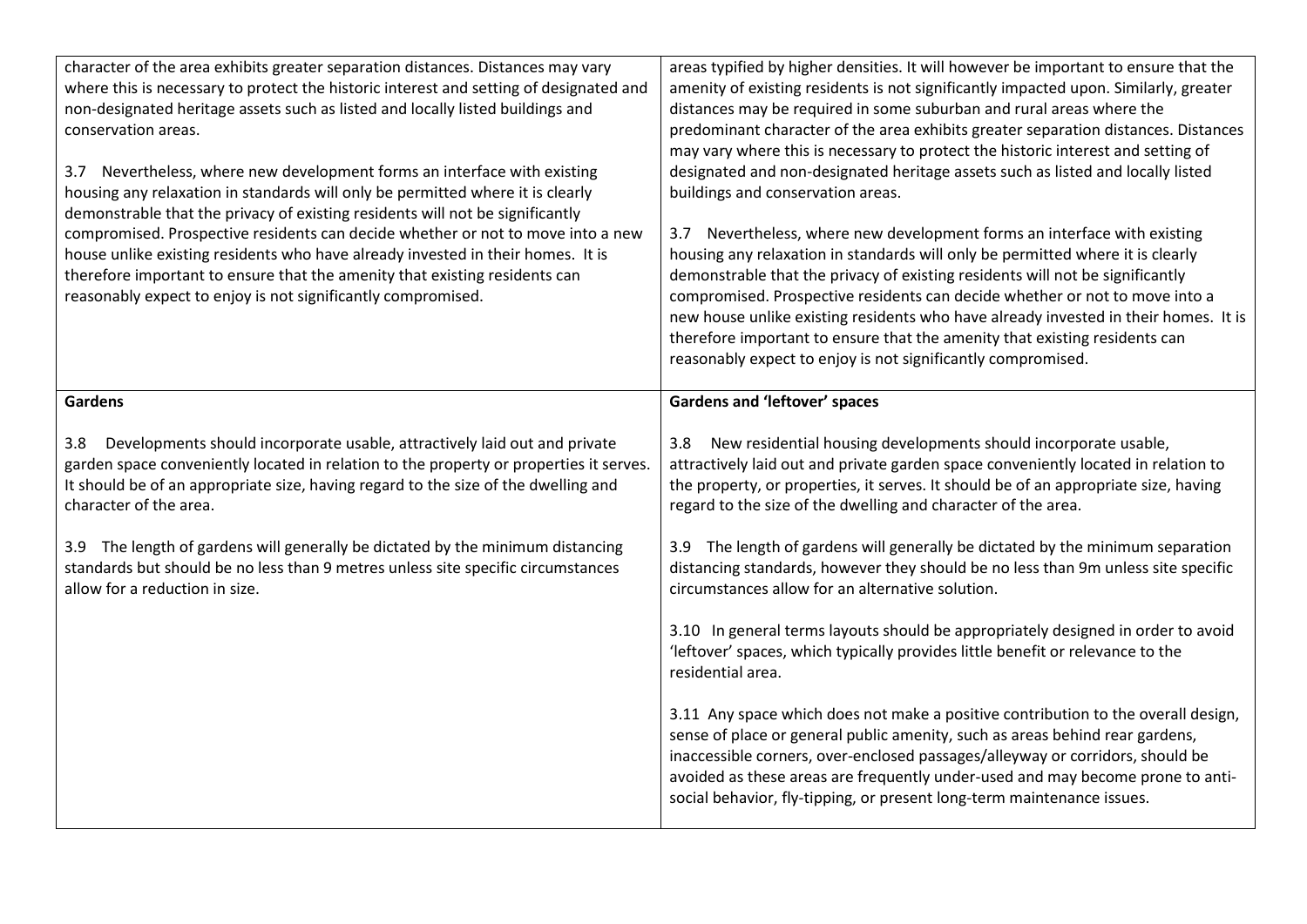| | |
|---|---|
| character of the area exhibits greater separation distances. Distances may vary where this is necessary to protect the historic interest and setting of designated and non-designated heritage assets such as listed and locally listed buildings and conservation areas.<br><br>3.7 Nevertheless, where new development forms an interface with existing housing any relaxation in standards will only be permitted where it is clearly demonstrable that the privacy of existing residents will not be significantly compromised. Prospective residents can decide whether or not to move into a new house unlike existing residents who have already invested in their homes. It is therefore important to ensure that the amenity that existing residents can reasonably expect to enjoy is not significantly compromised. | areas typified by higher densities. It will however be important to ensure that the amenity of existing residents is not significantly impacted upon. Similarly, greater distances may be required in some suburban and rural areas where the predominant character of the area exhibits greater separation distances. Distances may vary where this is necessary to protect the historic interest and setting of designated and non-designated heritage assets such as listed and locally listed buildings and conservation areas.<br><br>3.7 Nevertheless, where new development forms an interface with existing housing any relaxation in standards will only be permitted where it is clearly demonstrable that the privacy of existing residents will not be significantly compromised. Prospective residents can decide whether or not to move into a new house unlike existing residents who have already invested in their homes. It is therefore important to ensure that the amenity that existing residents can reasonably expect to enjoy is not significantly compromised. |
| **Gardens**<br><br>3.8 Developments should incorporate usable, attractively laid out and private garden space conveniently located in relation to the property or properties it serves. It should be of an appropriate size, having regard to the size of the dwelling and character of the area.<br><br>3.9 The length of gardens will generally be dictated by the minimum distancing standards but should be no less than 9 metres unless site specific circumstances allow for a reduction in size. | **Gardens and 'leftover' spaces**<br><br>3.8 New residential housing developments should incorporate usable, attractively laid out and private garden space conveniently located in relation to the property, or properties, it serves. It should be of an appropriate size, having regard to the size of the dwelling and character of the area.<br><br>3.9 The length of gardens will generally be dictated by the minimum separation distancing standards, however they should be no less than 9m unless site specific circumstances allow for an alternative solution.<br><br>3.10 In general terms layouts should be appropriately designed in order to avoid 'leftover' spaces, which typically provides little benefit or relevance to the residential area.<br><br>3.11 Any space which does not make a positive contribution to the overall design, sense of place or general public amenity, such as areas behind rear gardens, inaccessible corners, over-enclosed passages/alleyway or corridors, should be avoided as these areas are frequently under-used and may become prone to anti-social behavior, fly-tipping, or present long-term maintenance issues. |